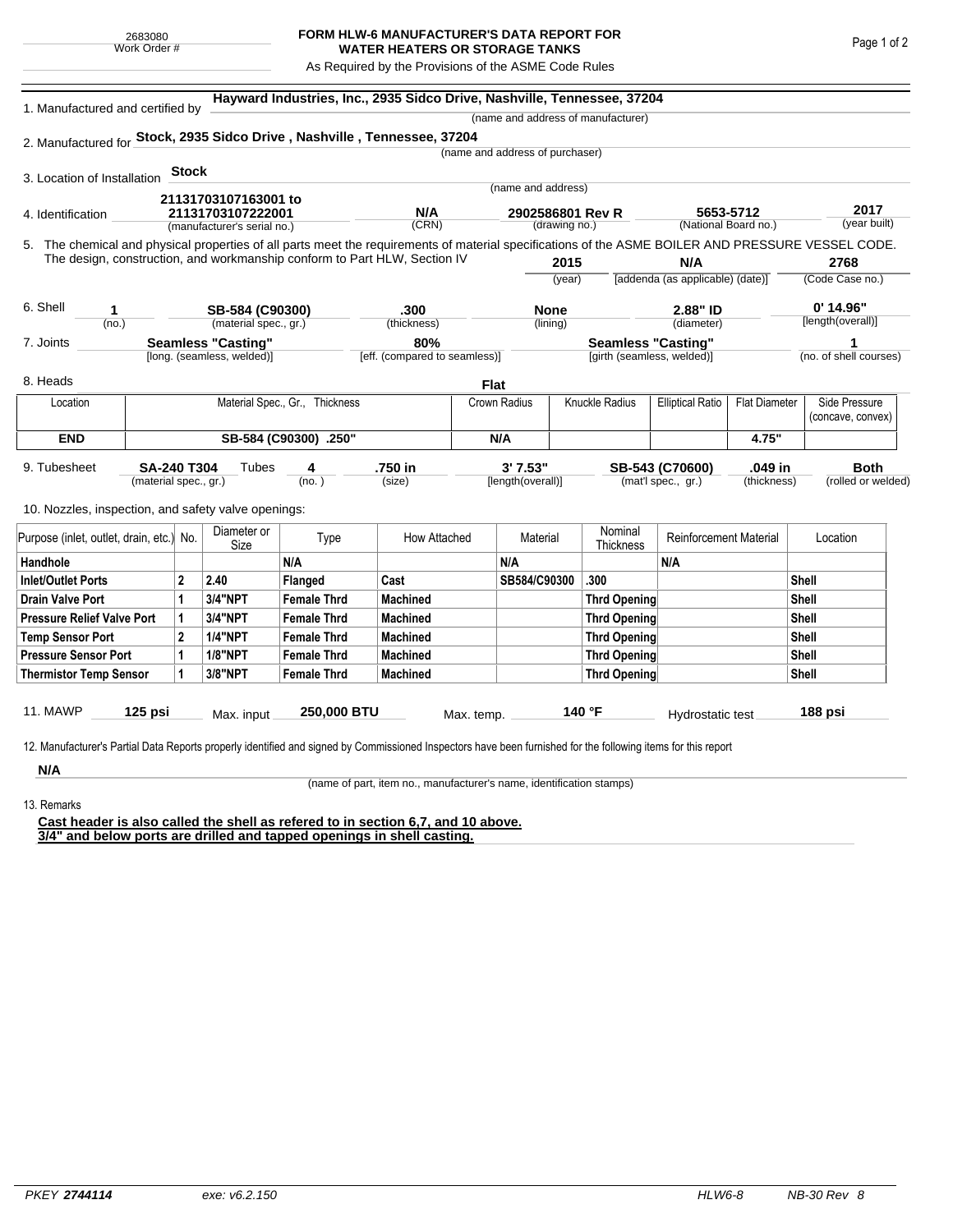2683080
Work Order #

# FORM HLW-6 MANUFACTURER'S DATA REPORT FOR WATER HEATERS OR STORAGE TANKS

As Required by the Provisions of the ASME Code Rules

1. Manufactured and certified by **Hayward Industries, Inc., 2935 Sidco Drive, Nashville, Tennessee, 37204**
(name and address of manufacturer)

2. Manufactured for **Stock, 2935 Sidco Drive , Nashville , Tennessee, 37204**
(name and address of purchaser)

3. Location of Installation **Stock**
(name and address)

4. Identification **21131703107163001 to 21131703107222001** (manufacturer's serial no.) | **N/A** (CRN) | **2902586801 Rev R** (drawing no.) | **5653-5712** (National Board no.) | **2017** (year built)

5. The chemical and physical properties of all parts meet the requirements of material specifications of the ASME BOILER AND PRESSURE VESSEL CODE. The design, construction, and workmanship conform to Part HLW, Section IV **2015** (year) | **N/A** [addenda (as applicable) (date)] | **2768** (Code Case no.)

6. Shell **1** (no.) | **SB-584 (C90300)** (material spec., gr.) | **.300** (thickness) | **None** (lining) | **2.88" ID** (diameter) | **0' 14.96"** [length(overall)]

7. Joints **Seamless "Casting"** [long. (seamless, welded)] | **80%** [eff. (compared to seamless)] | **Seamless "Casting"** [girth (seamless, welded)] | **1** (no. of shell courses)

8. Heads **Flat**

| Location | Material Spec., Gr., Thickness | Crown Radius | Knuckle Radius | Elliptical Ratio | Flat Diameter | Side Pressure (concave, convex) |
|---|---|---|---|---|---|---|
| **END** | **SB-584 (C90300) .250"** | **N/A** | | | **4.75"** | |

9. Tubesheet **SA-240 T304** (material spec., gr.) Tubes **4** (no.) | **.750 in** (size) | **3' 7.53"** [length(overall)] | **SB-543 (C70600)** (mat'l spec., gr.) | **.049 in** (thickness) | **Both** (rolled or welded)

10. Nozzles, inspection, and safety valve openings:

| Purpose (inlet, outlet, drain, etc.) | No. | Diameter or Size | Type | How Attached | Material | Nominal Thickness | Reinforcement Material | Location |
|---|---|---|---|---|---|---|---|---|
| **Handhole** | | | **N/A** | | **N/A** | | **N/A** | |
| **Inlet/Outlet Ports** | **2** | **2.40** | **Flanged** | **Cast** | **SB584/C90300** | **.300** | | **Shell** |
| **Drain Valve Port** | **1** | **3/4"NPT** | **Female Thrd** | **Machined** | | **Thrd Opening** | | **Shell** |
| **Pressure Relief Valve Port** | **1** | **3/4"NPT** | **Female Thrd** | **Machined** | | **Thrd Opening** | | **Shell** |
| **Temp Sensor Port** | **2** | **1/4"NPT** | **Female Thrd** | **Machined** | | **Thrd Opening** | | **Shell** |
| **Pressure Sensor Port** | **1** | **1/8"NPT** | **Female Thrd** | **Machined** | | **Thrd Opening** | | **Shell** |
| **Thermistor Temp Sensor** | **1** | **3/8"NPT** | **Female Thrd** | **Machined** | | **Thrd Opening** | | **Shell** |

11. MAWP **125 psi** Max. input **250,000 BTU** Max. temp. **140 °F** Hydrostatic test **188 psi**

12. Manufacturer's Partial Data Reports properly identified and signed by Commissioned Inspectors have been furnished for the following items for this report

**N/A**
(name of part, item no., manufacturer's name, identification stamps)

13. Remarks

**Cast header is also called the shell as refered to in section 6,7, and 10 above.**
**3/4" and below ports are drilled and tapped openings in shell casting.**

PKEY *2744114* exe: v6.2.150 HLW6-8 NB-30 Rev 8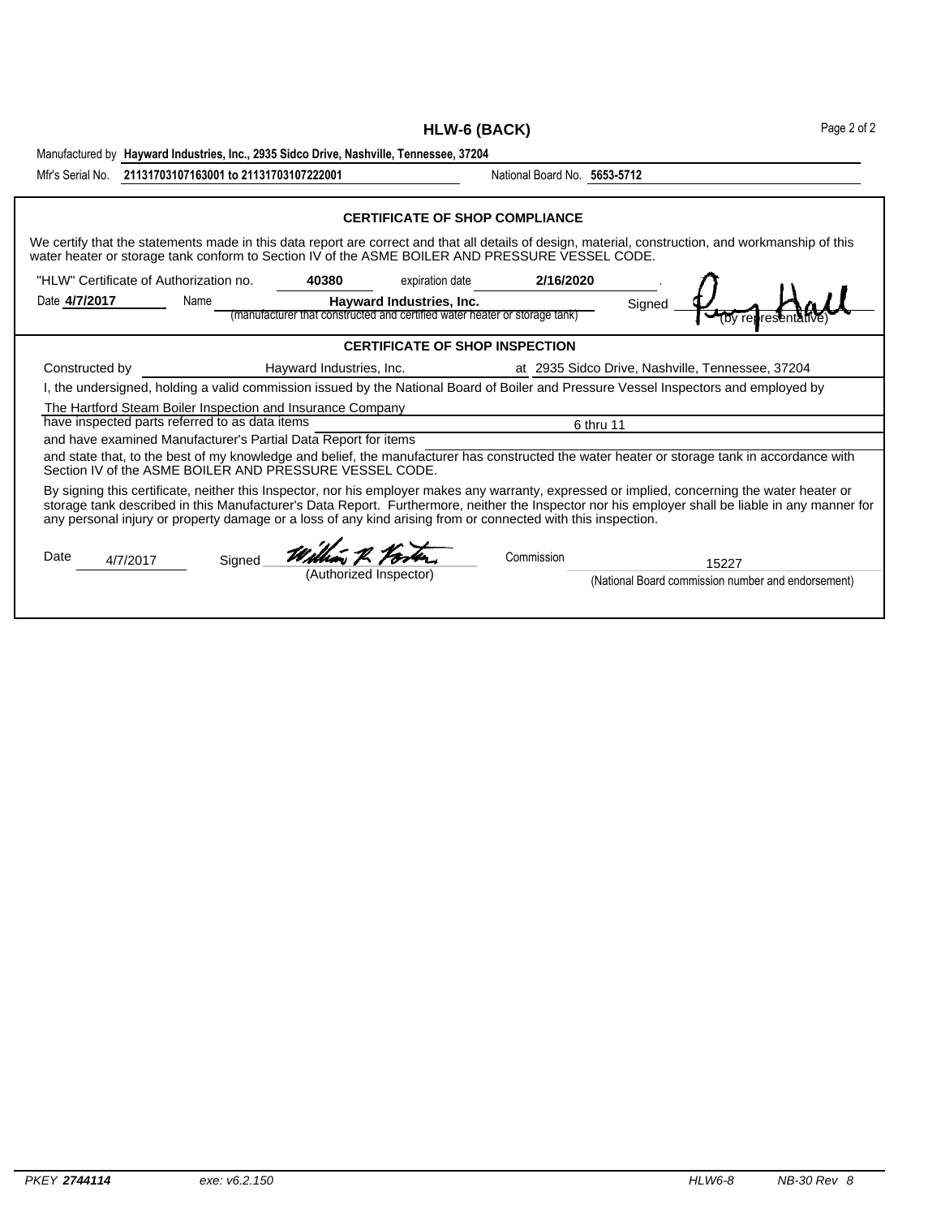# HLW-6 (BACK)

Manufactured by **Hayward Industries, Inc., 2935 Sidco Drive, Nashville, Tennessee, 37204**

Mfr's Serial No. **21131703107163001 to 21131703107222001** National Board No. **5653-5712**

## CERTIFICATE OF SHOP COMPLIANCE

We certify that the statements made in this data report are correct and that all details of design, material, construction, and workmanship of this water heater or storage tank conform to Section IV of the ASME BOILER AND PRESSURE VESSEL CODE.

"HLW" Certificate of Authorization no. **40380** expiration date **2/16/2020**.

Date **4/7/2017** Name **Hayward Industries, Inc.** (manufacturer that constructed and certified water heater or storage tank) Signed (by representative)

## CERTIFICATE OF SHOP INSPECTION

Constructed by Hayward Industries, Inc. at 2935 Sidco Drive, Nashville, Tennessee, 37204

I, the undersigned, holding a valid commission issued by the National Board of Boiler and Pressure Vessel Inspectors and employed by The Hartford Steam Boiler Inspection and Insurance Company

have inspected parts referred to as data items 6 thru 11

and have examined Manufacturer's Partial Data Report for items

and state that, to the best of my knowledge and belief, the manufacturer has constructed the water heater or storage tank in accordance with Section IV of the ASME BOILER AND PRESSURE VESSEL CODE.

By signing this certificate, neither this Inspector, nor his employer makes any warranty, expressed or implied, concerning the water heater or storage tank described in this Manufacturer's Data Report. Furthermore, neither the Inspector nor his employer shall be liable in any manner for any personal injury or property damage or a loss of any kind arising from or connected with this inspection.

Date 4/7/2017 Signed (Authorized Inspector) Commission 15227 (National Board commission number and endorsement)

PKEY 2744114 exe: v6.2.150 HLW6-8 NB-30 Rev 8